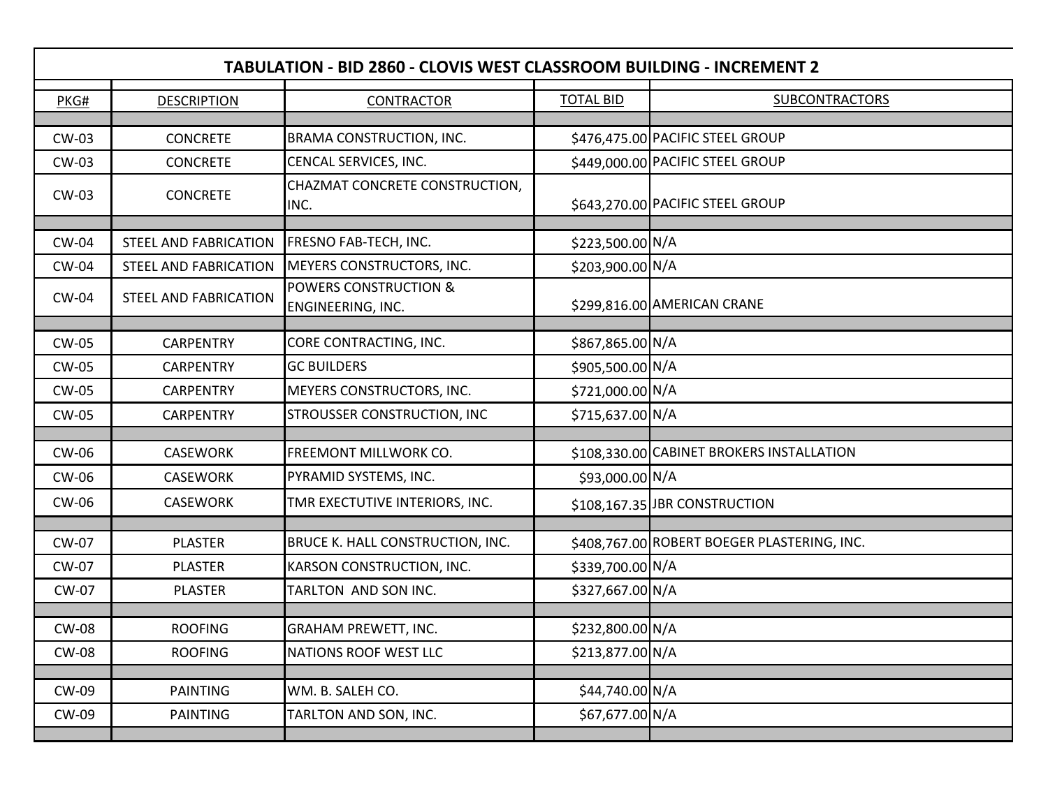# TABULATION - BID 2860 - CLOVIS WEST CLASSROOM BUILDING - INCREMENT 2

| PKG# | DESCRIPTION | CONTRACTOR | TOTAL BID | SUBCONTRACTORS |
|---|---|---|---|---|
| | | | | |
| CW-03 | CONCRETE | BRAMA CONSTRUCTION, INC. | $476,475.00 | PACIFIC STEEL GROUP |
| CW-03 | CONCRETE | CENCAL SERVICES, INC. | $449,000.00 | PACIFIC STEEL GROUP |
| CW-03 | CONCRETE | CHAZMAT CONCRETE CONSTRUCTION, INC. | $643,270.00 | PACIFIC STEEL GROUP |
| | | | | |
| CW-04 | STEEL AND FABRICATION | FRESNO FAB-TECH, INC. | $223,500.00 | N/A |
| CW-04 | STEEL AND FABRICATION | MEYERS CONSTRUCTORS, INC. | $203,900.00 | N/A |
| CW-04 | STEEL AND FABRICATION | POWERS CONSTRUCTION & ENGINEERING, INC. | $299,816.00 | AMERICAN CRANE |
| | | | | |
| CW-05 | CARPENTRY | CORE CONTRACTING, INC. | $867,865.00 | N/A |
| CW-05 | CARPENTRY | GC BUILDERS | $905,500.00 | N/A |
| CW-05 | CARPENTRY | MEYERS CONSTRUCTORS, INC. | $721,000.00 | N/A |
| CW-05 | CARPENTRY | STROUSSER CONSTRUCTION, INC | $715,637.00 | N/A |
| | | | | |
| CW-06 | CASEWORK | FREEMONT MILLWORK CO. | $108,330.00 | CABINET BROKERS INSTALLATION |
| CW-06 | CASEWORK | PYRAMID SYSTEMS, INC. | $93,000.00 | N/A |
| CW-06 | CASEWORK | TMR EXECTUTIVE INTERIORS, INC. | $108,167.35 | JBR CONSTRUCTION |
| | | | | |
| CW-07 | PLASTER | BRUCE K. HALL CONSTRUCTION, INC. | $408,767.00 | ROBERT BOEGER PLASTERING, INC. |
| CW-07 | PLASTER | KARSON CONSTRUCTION, INC. | $339,700.00 | N/A |
| CW-07 | PLASTER | TARLTON AND SON INC. | $327,667.00 | N/A |
| | | | | |
| CW-08 | ROOFING | GRAHAM PREWETT, INC. | $232,800.00 | N/A |
| CW-08 | ROOFING | NATIONS ROOF WEST LLC | $213,877.00 | N/A |
| | | | | |
| CW-09 | PAINTING | WM. B. SALEH CO. | $44,740.00 | N/A |
| CW-09 | PAINTING | TARLTON AND SON, INC. | $67,677.00 | N/A |
| | | | | |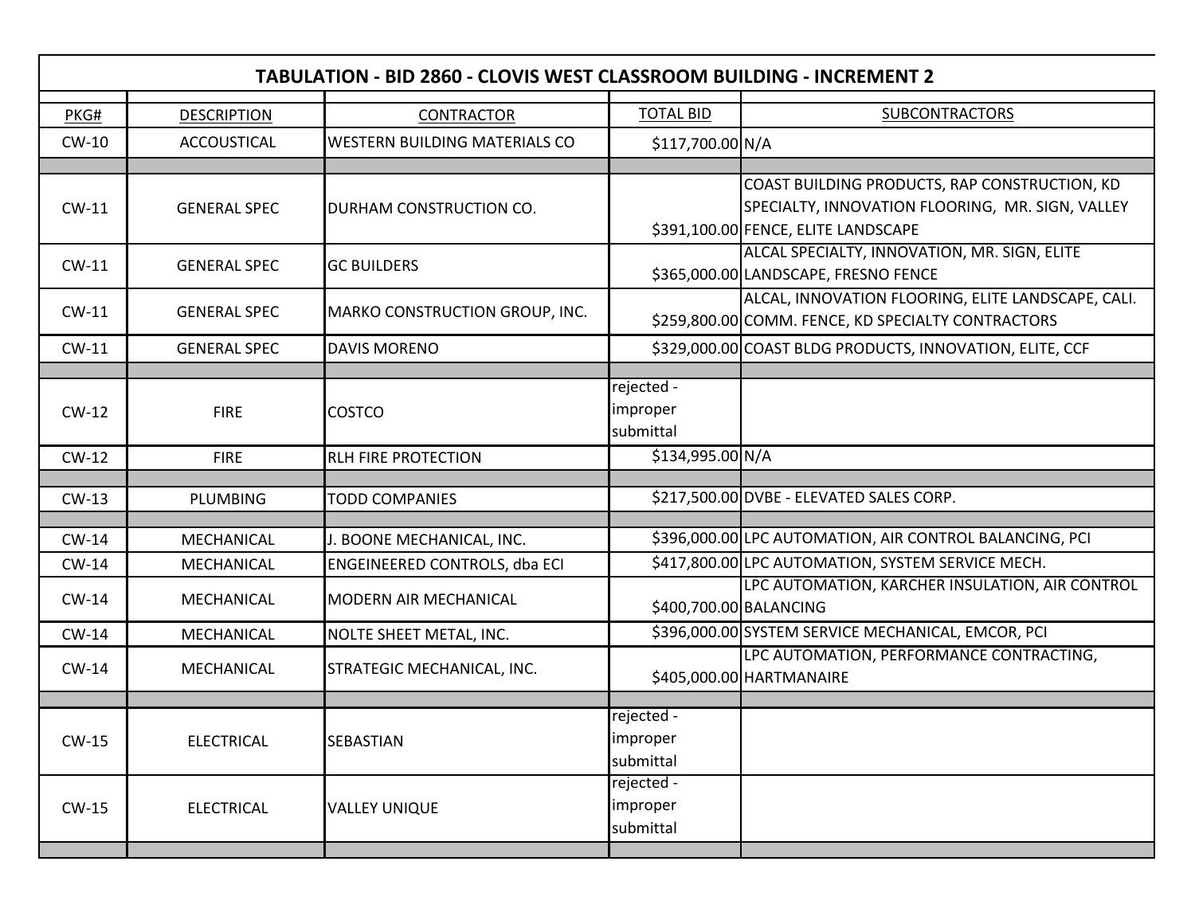| TABULATION - BID 2860 - CLOVIS WEST CLASSROOM BUILDING - INCREMENT 2 | | | | |
|---|---|---|---|---|
| PKG# | DESCRIPTION | CONTRACTOR | TOTAL BID | SUBCONTRACTORS |
| CW-10 | ACCOUSTICAL | WESTERN BUILDING MATERIALS CO | $117,700.00 | N/A |
| | | | | |
| CW-11 | GENERAL SPEC | DURHAM CONSTRUCTION CO. | $391,100.00 | COAST BUILDING PRODUCTS, RAP CONSTRUCTION, KD SPECIALTY, INNOVATION FLOORING, MR. SIGN, VALLEY FENCE, ELITE LANDSCAPE |
| CW-11 | GENERAL SPEC | GC BUILDERS | $365,000.00 | ALCAL SPECIALTY, INNOVATION, MR. SIGN, ELITE LANDSCAPE, FRESNO FENCE |
| CW-11 | GENERAL SPEC | MARKO CONSTRUCTION GROUP, INC. | $259,800.00 | ALCAL, INNOVATION FLOORING, ELITE LANDSCAPE, CALI. COMM. FENCE, KD SPECIALTY CONTRACTORS |
| CW-11 | GENERAL SPEC | DAVIS MORENO | $329,000.00 | COAST BLDG PRODUCTS, INNOVATION, ELITE, CCF |
| | | | | |
| CW-12 | FIRE | COSTCO | rejected - improper submittal | |
| CW-12 | FIRE | RLH FIRE PROTECTION | $134,995.00 | N/A |
| | | | | |
| CW-13 | PLUMBING | TODD COMPANIES | $217,500.00 | DVBE - ELEVATED SALES CORP. |
| | | | | |
| CW-14 | MECHANICAL | J. BOONE MECHANICAL, INC. | $396,000.00 | LPC AUTOMATION, AIR CONTROL BALANCING, PCI |
| CW-14 | MECHANICAL | ENGEINEERED CONTROLS, dba ECI | $417,800.00 | LPC AUTOMATION, SYSTEM SERVICE MECH. |
| CW-14 | MECHANICAL | MODERN AIR MECHANICAL | $400,700.00 | LPC AUTOMATION, KARCHER INSULATION, AIR CONTROL BALANCING |
| CW-14 | MECHANICAL | NOLTE SHEET METAL, INC. | $396,000.00 | SYSTEM SERVICE MECHANICAL, EMCOR, PCI |
| CW-14 | MECHANICAL | STRATEGIC MECHANICAL, INC. | $405,000.00 | LPC AUTOMATION, PERFORMANCE CONTRACTING, HARTMANAIRE |
| | | | | |
| CW-15 | ELECTRICAL | SEBASTIAN | rejected - improper submittal | |
| CW-15 | ELECTRICAL | VALLEY UNIQUE | rejected - improper submittal | |
| | | | | |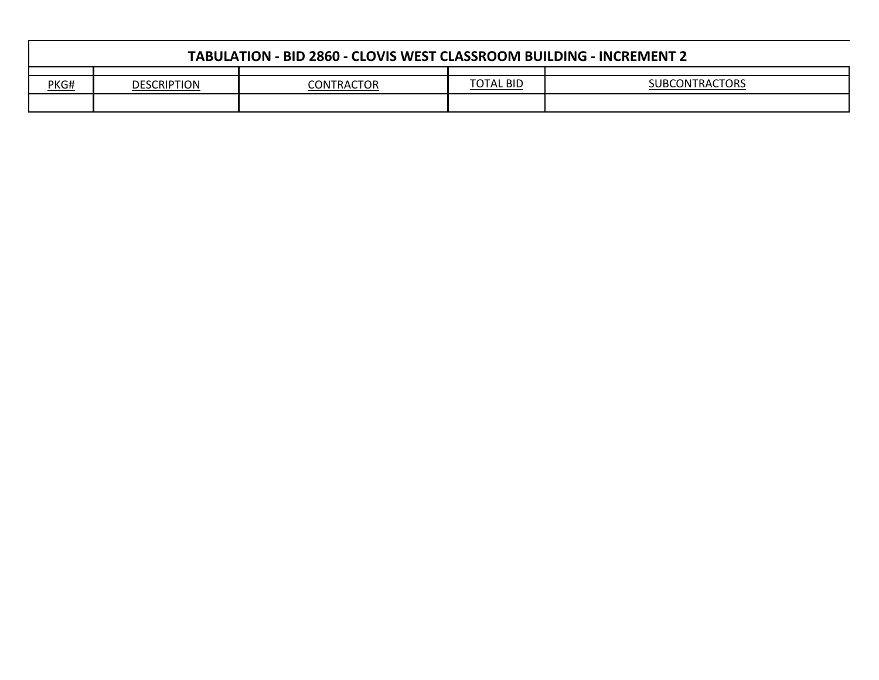## TABULATION - BID 2860 - CLOVIS WEST CLASSROOM BUILDING - INCREMENT 2

| PKG# | DESCRIPTION | CONTRACTOR | TOTAL BID | SUBCONTRACTORS |
|---|---|---|---|---|
| | | | | |